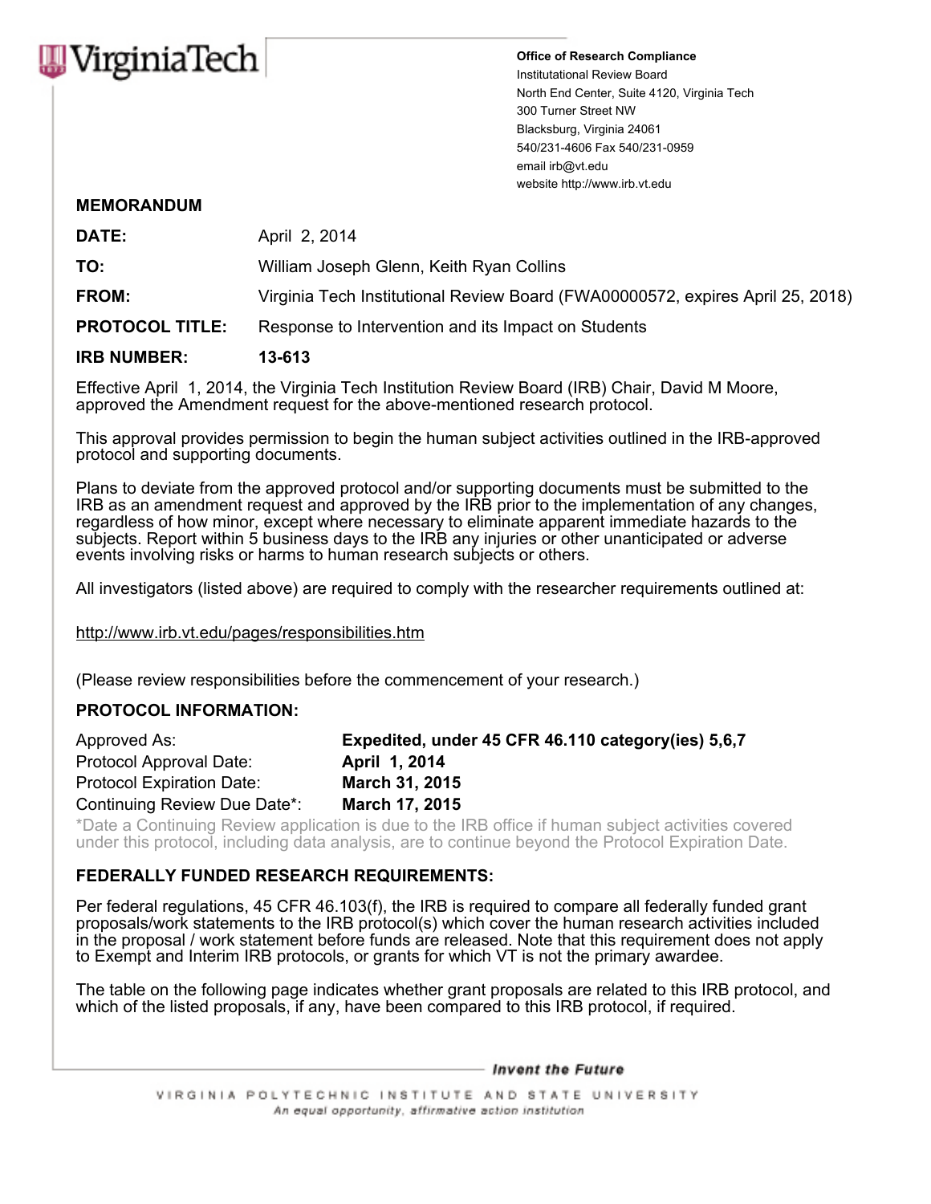VirginiaTech

**Office of Research Compliance**
Institutational Review Board
North End Center, Suite 4120, Virginia Tech
300 Turner Street NW
Blacksburg, Virginia 24061
540/231-4606 Fax 540/231-0959
email irb@vt.edu
website http://www.irb.vt.edu

## MEMORANDUM

| | |
|---|---|
| **DATE:** | April 2, 2014 |
| **TO:** | William Joseph Glenn, Keith Ryan Collins |
| **FROM:** | Virginia Tech Institutional Review Board (FWA00000572, expires April 25, 2018) |
| **PROTOCOL TITLE:** | Response to Intervention and its Impact on Students |
| **IRB NUMBER:** | **13-613** |

Effective April 1, 2014, the Virginia Tech Institution Review Board (IRB) Chair, David M Moore, approved the Amendment request for the above-mentioned research protocol.

This approval provides permission to begin the human subject activities outlined in the IRB-approved protocol and supporting documents.

Plans to deviate from the approved protocol and/or supporting documents must be submitted to the IRB as an amendment request and approved by the IRB prior to the implementation of any changes, regardless of how minor, except where necessary to eliminate apparent immediate hazards to the subjects. Report within 5 business days to the IRB any injuries or other unanticipated or adverse events involving risks or harms to human research subjects or others.

All investigators (listed above) are required to comply with the researcher requirements outlined at:

http://www.irb.vt.edu/pages/responsibilities.htm

(Please review responsibilities before the commencement of your research.)

### PROTOCOL INFORMATION:

| | |
|---|---|
| Approved As: | **Expedited, under 45 CFR 46.110 category(ies) 5,6,7** |
| Protocol Approval Date: | **April 1, 2014** |
| Protocol Expiration Date: | **March 31, 2015** |
| Continuing Review Due Date*: | **March 17, 2015** |

*Date a Continuing Review application is due to the IRB office if human subject activities covered under this protocol, including data analysis, are to continue beyond the Protocol Expiration Date.

### FEDERALLY FUNDED RESEARCH REQUIREMENTS:

Per federal regulations, 45 CFR 46.103(f), the IRB is required to compare all federally funded grant proposals/work statements to the IRB protocol(s) which cover the human research activities included in the proposal / work statement before funds are released. Note that this requirement does not apply to Exempt and Interim IRB protocols, or grants for which VT is not the primary awardee.

The table on the following page indicates whether grant proposals are related to this IRB protocol, and which of the listed proposals, if any, have been compared to this IRB protocol, if required.

*Invent the Future*

VIRGINIA POLYTECHNIC INSTITUTE AND STATE UNIVERSITY
*An equal opportunity, affirmative action institution*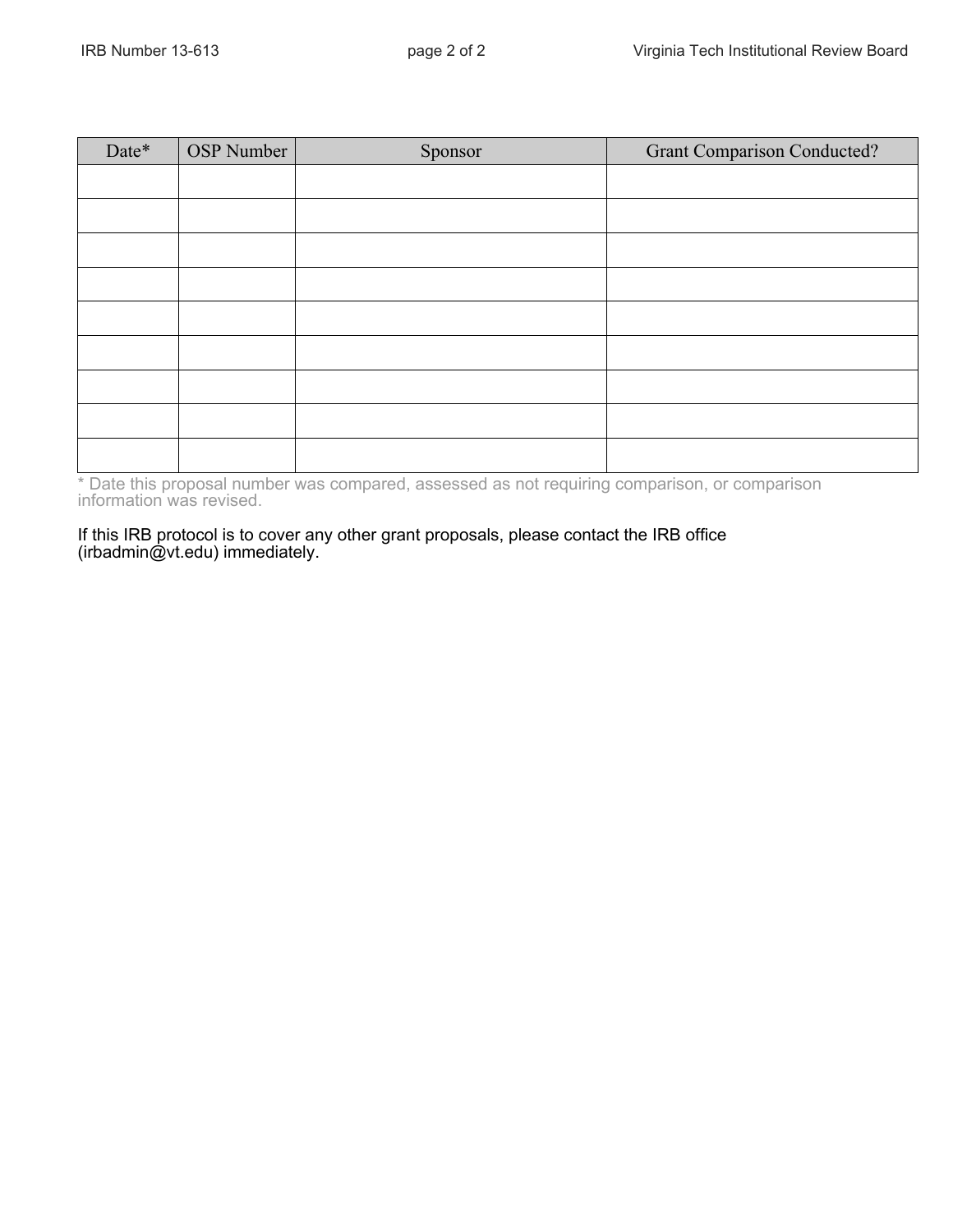| Date* | OSP Number | Sponsor | Grant Comparison Conducted? |
|---|---|---|---|
| | | | |
| | | | |
| | | | |
| | | | |
| | | | |
| | | | |
| | | | |
| | | | |
| | | | |

* Date this proposal number was compared, assessed as not requiring comparison, or comparison information was revised.

If this IRB protocol is to cover any other grant proposals, please contact the IRB office (irbadmin@vt.edu) immediately.